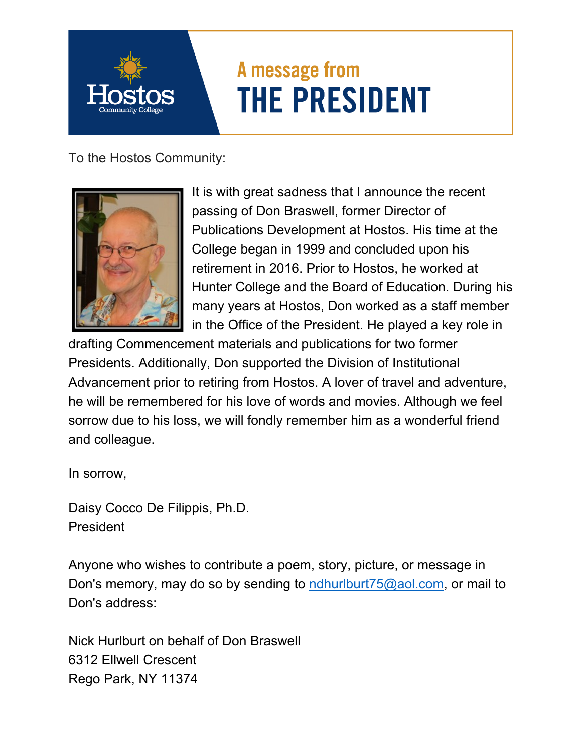# A message from THE PRESIDENT

To the Hostos Community:

It is with great sadness that I announce the recent passing of Don Braswell, former Director of Publications Development at Hostos. His time at the College began in 1999 and concluded upon his retirement in 2016. Prior to Hostos, he worked at Hunter College and the Board of Education. During his many years at Hostos, Don worked as a staff member in the Office of the President. He played a key role in drafting Commencement materials and publications for two former Presidents. Additionally, Don supported the Division of Institutional Advancement prior to retiring from Hostos. A lover of travel and adventure, he will be remembered for his love of words and movies. Although we feel sorrow due to his loss, we will fondly remember him as a wonderful friend and colleague.

In sorrow,

Daisy Cocco De Filippis, Ph.D.
President

Anyone who wishes to contribute a poem, story, picture, or message in Don's memory, may do so by sending to ndhurlburt75@aol.com, or mail to Don's address:

Nick Hurlburt on behalf of Don Braswell
6312 Ellwell Crescent
Rego Park, NY 11374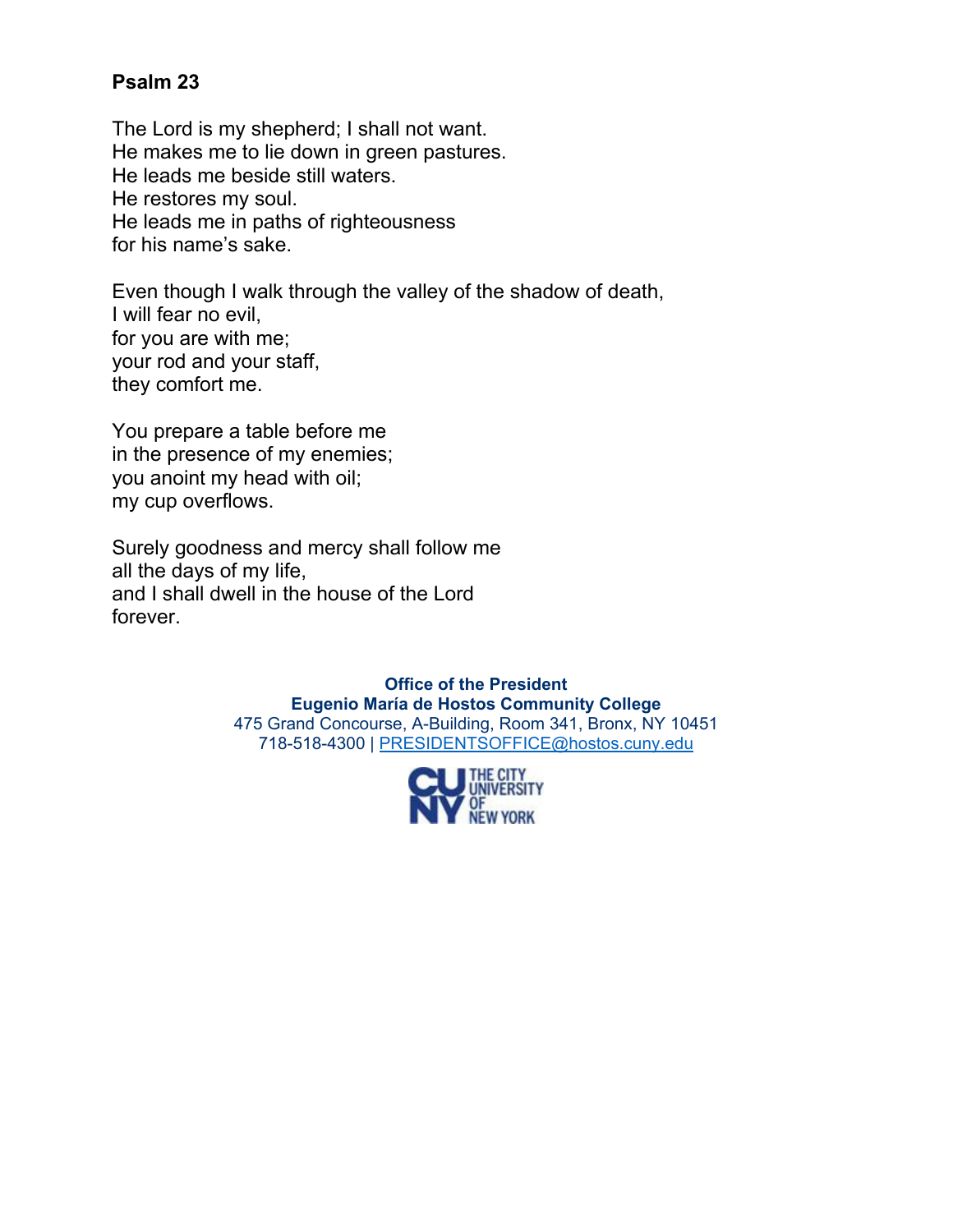**Psalm 23**

The Lord is my shepherd; I shall not want.
He makes me to lie down in green pastures.
He leads me beside still waters.
He restores my soul.
He leads me in paths of righteousness
for his name's sake.

Even though I walk through the valley of the shadow of death,
I will fear no evil,
for you are with me;
your rod and your staff,
they comfort me.

You prepare a table before me
in the presence of my enemies;
you anoint my head with oil;
my cup overflows.

Surely goodness and mercy shall follow me
all the days of my life,
and I shall dwell in the house of the Lord
forever.

**Office of the President**
**Eugenio María de Hostos Community College**
475 Grand Concourse, A-Building, Room 341, Bronx, NY 10451
718-518-4300 | PRESIDENTSOFFICE@hostos.cuny.edu

CUNY THE CITY UNIVERSITY OF NEW YORK